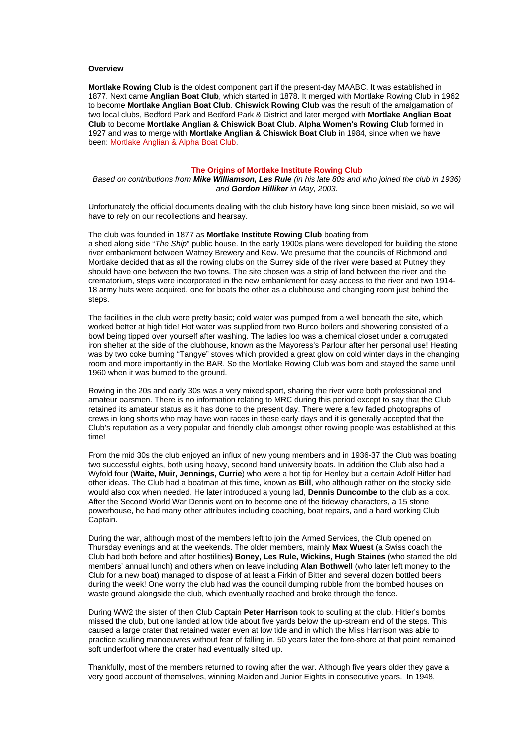**Overview**

**Mortlake Rowing Club** is the oldest component part if the present-day MAABC. It was established in 1877. Next came **Anglian Boat Club**, which started in 1878. It merged with Mortlake Rowing Club in 1962 to become **Mortlake Anglian Boat Club**. **Chiswick Rowing Club** was the result of the amalgamation of two local clubs, Bedford Park and Bedford Park & District and later merged with **Mortlake Anglian Boat Club** to become **Mortlake Anglian & Chiswick Boat Club**. **Alpha Women's Rowing Club** formed in 1927 and was to merge with **Mortlake Anglian & Chiswick Boat Club** in 1984, since when we have been: Mortlake Anglian & Alpha Boat Club.

## The Origins of Mortlake Institute Rowing Club

*Based on contributions from **Mike Williamson, Les Rule** (in his late 80s and who joined the club in 1936) and **Gordon Hilliker** in May, 2003.*

Unfortunately the official documents dealing with the club history have long since been mislaid, so we will have to rely on our recollections and hearsay.

The club was founded in 1877 as **Mortlake Institute Rowing Club** boating from a shed along side "*The Ship*" public house. In the early 1900s plans were developed for building the stone river embankment between Watney Brewery and Kew. We presume that the councils of Richmond and Mortlake decided that as all the rowing clubs on the Surrey side of the river were based at Putney they should have one between the two towns. The site chosen was a strip of land between the river and the crematorium, steps were incorporated in the new embankment for easy access to the river and two 1914-18 army huts were acquired, one for boats the other as a clubhouse and changing room just behind the steps.

The facilities in the club were pretty basic; cold water was pumped from a well beneath the site, which worked better at high tide! Hot water was supplied from two Burco boilers and showering consisted of a bowl being tipped over yourself after washing. The ladies loo was a chemical closet under a corrugated iron shelter at the side of the clubhouse, known as the Mayoress's Parlour after her personal use! Heating was by two coke burning "Tangye" stoves which provided a great glow on cold winter days in the changing room and more importantly in the BAR. So the Mortlake Rowing Club was born and stayed the same until 1960 when it was burned to the ground.

Rowing in the 20s and early 30s was a very mixed sport, sharing the river were both professional and amateur oarsmen. There is no information relating to MRC during this period except to say that the Club retained its amateur status as it has done to the present day. There were a few faded photographs of crews in long shorts who may have won races in these early days and it is generally accepted that the Club's reputation as a very popular and friendly club amongst other rowing people was established at this time!

From the mid 30s the club enjoyed an influx of new young members and in 1936-37 the Club was boating two successful eights, both using heavy, second hand university boats. In addition the Club also had a Wyfold four (**Waite, Muir, Jennings, Currie**) who were a hot tip for Henley but a certain Adolf Hitler had other ideas. The Club had a boatman at this time, known as **Bill**, who although rather on the stocky side would also cox when needed. He later introduced a young lad, **Dennis Duncombe** to the club as a cox. After the Second World War Dennis went on to become one of the tideway characters, a 15 stone powerhouse, he had many other attributes including coaching, boat repairs, and a hard working Club Captain.

During the war, although most of the members left to join the Armed Services, the Club opened on Thursday evenings and at the weekends. The older members, mainly **Max Wuest** (a Swiss coach the Club had both before and after hostilities**) Boney, Les Rule, Wickins, Hugh Staines** (who started the old members' annual lunch) and others when on leave including **Alan Bothwell** (who later left money to the Club for a new boat) managed to dispose of at least a Firkin of Bitter and several dozen bottled beers during the week! One worry the club had was the council dumping rubble from the bombed houses on waste ground alongside the club, which eventually reached and broke through the fence.

During WW2 the sister of then Club Captain **Peter Harrison** took to sculling at the club. Hitler's bombs missed the club, but one landed at low tide about five yards below the up-stream end of the steps. This caused a large crater that retained water even at low tide and in which the Miss Harrison was able to practice sculling manoeuvres without fear of falling in. 50 years later the fore-shore at that point remained soft underfoot where the crater had eventually silted up.

Thankfully, most of the members returned to rowing after the war. Although five years older they gave a very good account of themselves, winning Maiden and Junior Eights in consecutive years. In 1948,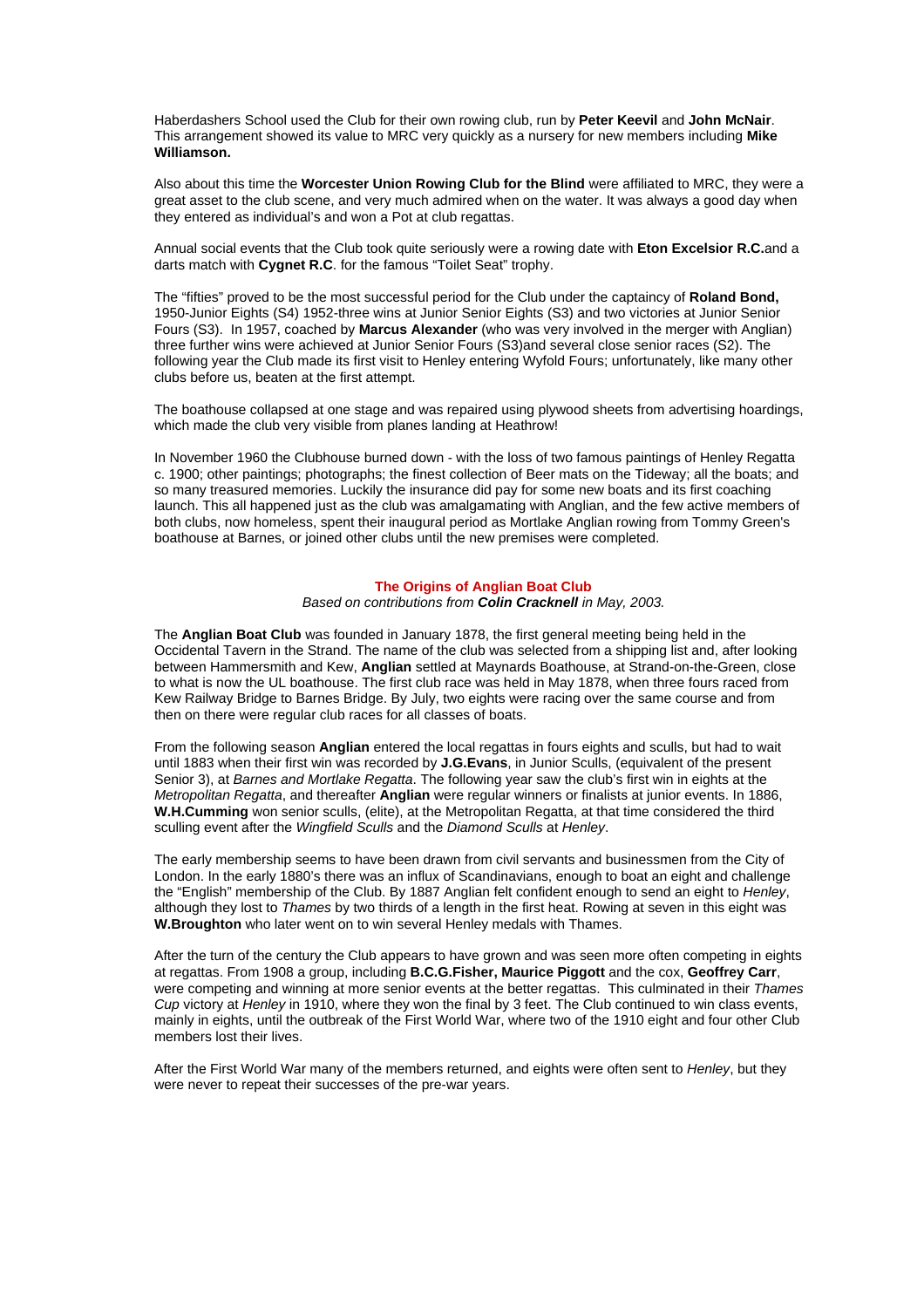Haberdashers School used the Club for their own rowing club, run by **Peter Keevil** and **John McNair**. This arrangement showed its value to MRC very quickly as a nursery for new members including **Mike Williamson.**

Also about this time the **Worcester Union Rowing Club for the Blind** were affiliated to MRC, they were a great asset to the club scene, and very much admired when on the water. It was always a good day when they entered as individual's and won a Pot at club regattas.

Annual social events that the Club took quite seriously were a rowing date with **Eton Excelsior R.C.**and a darts match with **Cygnet R.C**. for the famous "Toilet Seat" trophy.

The "fifties" proved to be the most successful period for the Club under the captaincy of **Roland Bond,** 1950-Junior Eights (S4) 1952-three wins at Junior Senior Eights (S3) and two victories at Junior Senior Fours (S3). In 1957, coached by **Marcus Alexander** (who was very involved in the merger with Anglian) three further wins were achieved at Junior Senior Fours (S3)and several close senior races (S2). The following year the Club made its first visit to Henley entering Wyfold Fours; unfortunately, like many other clubs before us, beaten at the first attempt.

The boathouse collapsed at one stage and was repaired using plywood sheets from advertising hoardings, which made the club very visible from planes landing at Heathrow!

In November 1960 the Clubhouse burned down - with the loss of two famous paintings of Henley Regatta c. 1900; other paintings; photographs; the finest collection of Beer mats on the Tideway; all the boats; and so many treasured memories. Luckily the insurance did pay for some new boats and its first coaching launch. This all happened just as the club was amalgamating with Anglian, and the few active members of both clubs, now homeless, spent their inaugural period as Mortlake Anglian rowing from Tommy Green's boathouse at Barnes, or joined other clubs until the new premises were completed.

## The Origins of Anglian Boat Club

*Based on contributions from **Colin Cracknell** in May, 2003.*

The **Anglian Boat Club** was founded in January 1878, the first general meeting being held in the Occidental Tavern in the Strand. The name of the club was selected from a shipping list and, after looking between Hammersmith and Kew, **Anglian** settled at Maynards Boathouse, at Strand-on-the-Green, close to what is now the UL boathouse. The first club race was held in May 1878, when three fours raced from Kew Railway Bridge to Barnes Bridge. By July, two eights were racing over the same course and from then on there were regular club races for all classes of boats.

From the following season **Anglian** entered the local regattas in fours eights and sculls, but had to wait until 1883 when their first win was recorded by **J.G.Evans**, in Junior Sculls, (equivalent of the present Senior 3), at *Barnes and Mortlake Regatta*. The following year saw the club's first win in eights at the *Metropolitan Regatta*, and thereafter **Anglian** were regular winners or finalists at junior events. In 1886, **W.H.Cumming** won senior sculls, (elite), at the Metropolitan Regatta, at that time considered the third sculling event after the *Wingfield Sculls* and the *Diamond Sculls* at *Henley*.

The early membership seems to have been drawn from civil servants and businessmen from the City of London. In the early 1880's there was an influx of Scandinavians, enough to boat an eight and challenge the "English" membership of the Club. By 1887 Anglian felt confident enough to send an eight to *Henley*, although they lost to *Thames* by two thirds of a length in the first heat. Rowing at seven in this eight was **W.Broughton** who later went on to win several Henley medals with Thames.

After the turn of the century the Club appears to have grown and was seen more often competing in eights at regattas. From 1908 a group, including **B.C.G.Fisher, Maurice Piggott** and the cox, **Geoffrey Carr**, were competing and winning at more senior events at the better regattas. This culminated in their *Thames Cup* victory at *Henley* in 1910, where they won the final by 3 feet. The Club continued to win class events, mainly in eights, until the outbreak of the First World War, where two of the 1910 eight and four other Club members lost their lives.

After the First World War many of the members returned, and eights were often sent to *Henley*, but they were never to repeat their successes of the pre-war years.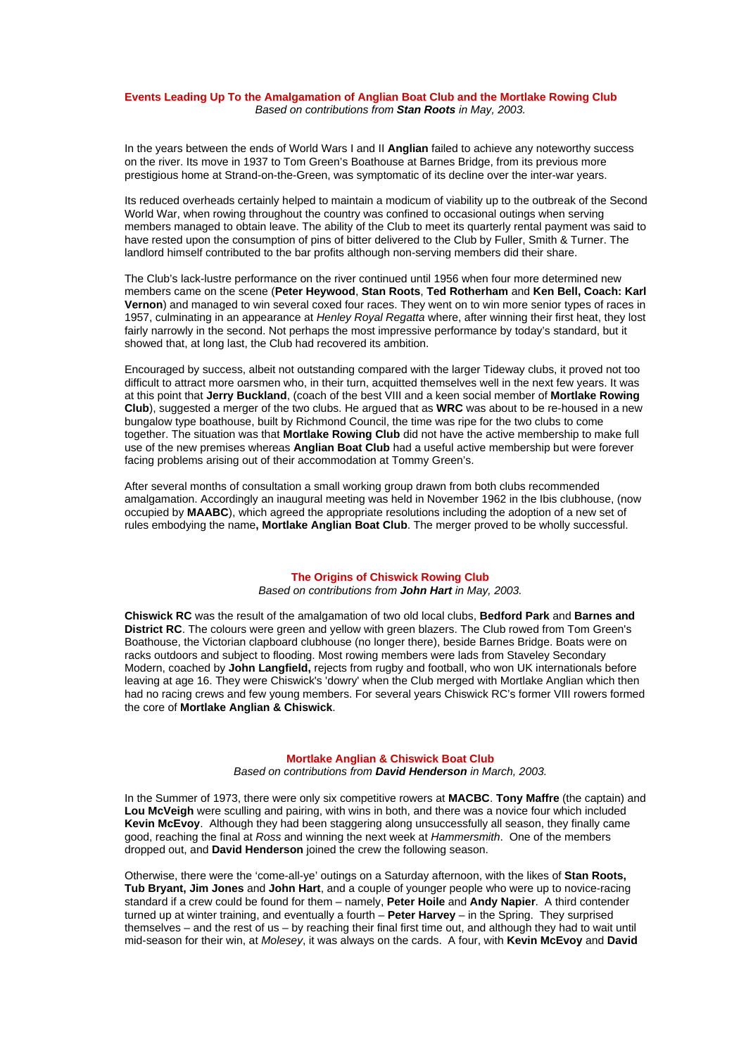## Events Leading Up To the Amalgamation of Anglian Boat Club and the Mortlake Rowing Club

*Based on contributions from **Stan Roots** in May, 2003.*

In the years between the ends of World Wars I and II **Anglian** failed to achieve any noteworthy success on the river. Its move in 1937 to Tom Green's Boathouse at Barnes Bridge, from its previous more prestigious home at Strand-on-the-Green, was symptomatic of its decline over the inter-war years.

Its reduced overheads certainly helped to maintain a modicum of viability up to the outbreak of the Second World War, when rowing throughout the country was confined to occasional outings when serving members managed to obtain leave. The ability of the Club to meet its quarterly rental payment was said to have rested upon the consumption of pins of bitter delivered to the Club by Fuller, Smith & Turner. The landlord himself contributed to the bar profits although non-serving members did their share.

The Club's lack-lustre performance on the river continued until 1956 when four more determined new members came on the scene (**Peter Heywood**, **Stan Roots**, **Ted Rotherham** and **Ken Bell, Coach: Karl Vernon**) and managed to win several coxed four races. They went on to win more senior types of races in 1957, culminating in an appearance at *Henley Royal Regatta* where, after winning their first heat, they lost fairly narrowly in the second. Not perhaps the most impressive performance by today's standard, but it showed that, at long last, the Club had recovered its ambition.

Encouraged by success, albeit not outstanding compared with the larger Tideway clubs, it proved not too difficult to attract more oarsmen who, in their turn, acquitted themselves well in the next few years. It was at this point that **Jerry Buckland**, (coach of the best VIII and a keen social member of **Mortlake Rowing Club**), suggested a merger of the two clubs. He argued that as **WRC** was about to be re-housed in a new bungalow type boathouse, built by Richmond Council, the time was ripe for the two clubs to come together. The situation was that **Mortlake Rowing Club** did not have the active membership to make full use of the new premises whereas **Anglian Boat Club** had a useful active membership but were forever facing problems arising out of their accommodation at Tommy Green's.

After several months of consultation a small working group drawn from both clubs recommended amalgamation. Accordingly an inaugural meeting was held in November 1962 in the Ibis clubhouse, (now occupied by **MAABC**), which agreed the appropriate resolutions including the adoption of a new set of rules embodying the name**, Mortlake Anglian Boat Club**. The merger proved to be wholly successful.

## The Origins of Chiswick Rowing Club

*Based on contributions from **John Hart** in May, 2003.*

**Chiswick RC** was the result of the amalgamation of two old local clubs, **Bedford Park** and **Barnes and District RC**. The colours were green and yellow with green blazers. The Club rowed from Tom Green's Boathouse, the Victorian clapboard clubhouse (no longer there), beside Barnes Bridge. Boats were on racks outdoors and subject to flooding. Most rowing members were lads from Staveley Secondary Modern, coached by **John Langfield,** rejects from rugby and football, who won UK internationals before leaving at age 16. They were Chiswick's 'dowry' when the Club merged with Mortlake Anglian which then had no racing crews and few young members. For several years Chiswick RC's former VIII rowers formed the core of **Mortlake Anglian & Chiswick**.

## Mortlake Anglian & Chiswick Boat Club

*Based on contributions from **David Henderson** in March, 2003.*

In the Summer of 1973, there were only six competitive rowers at **MACBC**. **Tony Maffre** (the captain) and **Lou McVeigh** were sculling and pairing, with wins in both, and there was a novice four which included **Kevin McEvoy**. Although they had been staggering along unsuccessfully all season, they finally came good, reaching the final at *Ross* and winning the next week at *Hammersmith*. One of the members dropped out, and **David Henderson** joined the crew the following season.

Otherwise, there were the 'come-all-ye' outings on a Saturday afternoon, with the likes of **Stan Roots, Tub Bryant, Jim Jones** and **John Hart**, and a couple of younger people who were up to novice-racing standard if a crew could be found for them – namely, **Peter Hoile** and **Andy Napier**. A third contender turned up at winter training, and eventually a fourth – **Peter Harvey** – in the Spring. They surprised themselves – and the rest of us – by reaching their final first time out, and although they had to wait until mid-season for their win, at *Molesey*, it was always on the cards. A four, with **Kevin McEvoy** and **David**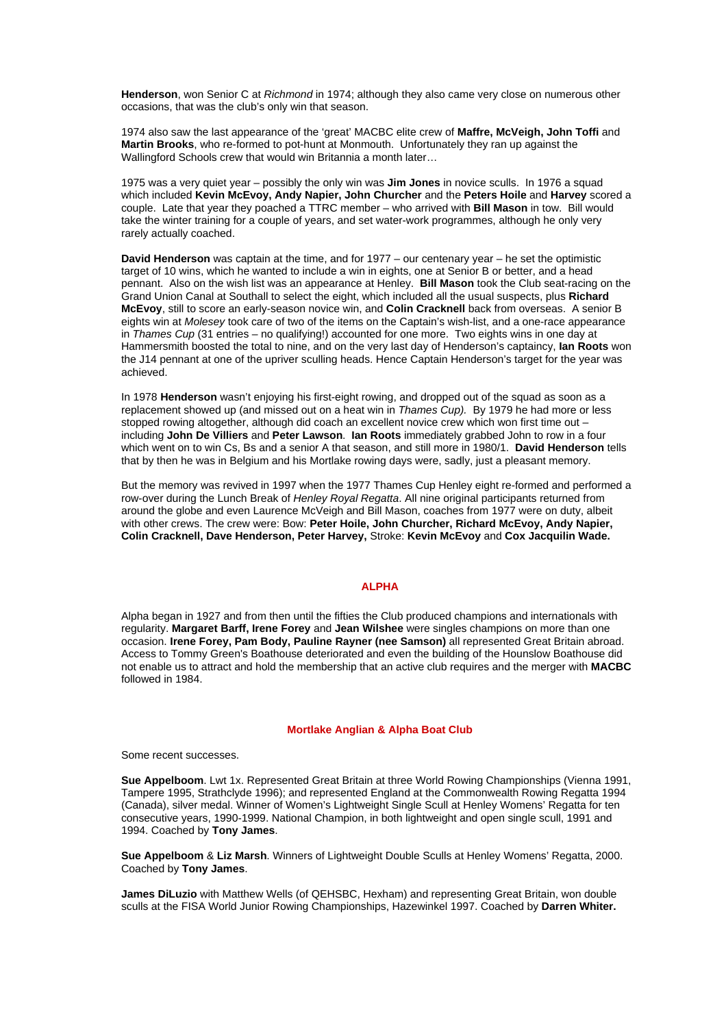**Henderson**, won Senior C at *Richmond* in 1974; although they also came very close on numerous other occasions, that was the club's only win that season.

1974 also saw the last appearance of the 'great' MACBC elite crew of **Maffre, McVeigh, John Toffi** and **Martin Brooks**, who re-formed to pot-hunt at Monmouth. Unfortunately they ran up against the Wallingford Schools crew that would win Britannia a month later…

1975 was a very quiet year – possibly the only win was **Jim Jones** in novice sculls. In 1976 a squad which included **Kevin McEvoy, Andy Napier, John Churcher** and the **Peters Hoile** and **Harvey** scored a couple. Late that year they poached a TTRC member – who arrived with **Bill Mason** in tow. Bill would take the winter training for a couple of years, and set water-work programmes, although he only very rarely actually coached.

**David Henderson** was captain at the time, and for 1977 – our centenary year – he set the optimistic target of 10 wins, which he wanted to include a win in eights, one at Senior B or better, and a head pennant. Also on the wish list was an appearance at Henley. **Bill Mason** took the Club seat-racing on the Grand Union Canal at Southall to select the eight, which included all the usual suspects, plus **Richard McEvoy**, still to score an early-season novice win, and **Colin Cracknell** back from overseas. A senior B eights win at *Molesey* took care of two of the items on the Captain's wish-list, and a one-race appearance in *Thames Cup* (31 entries – no qualifying!) accounted for one more. Two eights wins in one day at Hammersmith boosted the total to nine, and on the very last day of Henderson's captaincy, **Ian Roots** won the J14 pennant at one of the upriver sculling heads. Hence Captain Henderson's target for the year was achieved.

In 1978 **Henderson** wasn't enjoying his first-eight rowing, and dropped out of the squad as soon as a replacement showed up (and missed out on a heat win in *Thames Cup).* By 1979 he had more or less stopped rowing altogether, although did coach an excellent novice crew which won first time out – including **John De Villiers** and **Peter Lawson**. **Ian Roots** immediately grabbed John to row in a four which went on to win Cs, Bs and a senior A that season, and still more in 1980/1. **David Henderson** tells that by then he was in Belgium and his Mortlake rowing days were, sadly, just a pleasant memory.

But the memory was revived in 1997 when the 1977 Thames Cup Henley eight re-formed and performed a row-over during the Lunch Break of *Henley Royal Regatta*. All nine original participants returned from around the globe and even Laurence McVeigh and Bill Mason, coaches from 1977 were on duty, albeit with other crews. The crew were: Bow: **Peter Hoile, John Churcher, Richard McEvoy, Andy Napier, Colin Cracknell, Dave Henderson, Peter Harvey,** Stroke: **Kevin McEvoy** and **Cox Jacquilin Wade.**

## ALPHA

Alpha began in 1927 and from then until the fifties the Club produced champions and internationals with regularity. **Margaret Barff, Irene Forey** and **Jean Wilshee** were singles champions on more than one occasion. **Irene Forey, Pam Body, Pauline Rayner (nee Samson)** all represented Great Britain abroad. Access to Tommy Green's Boathouse deteriorated and even the building of the Hounslow Boathouse did not enable us to attract and hold the membership that an active club requires and the merger with **MACBC** followed in 1984.

## Mortlake Anglian & Alpha Boat Club

Some recent successes.

**Sue Appelboom**. Lwt 1x. Represented Great Britain at three World Rowing Championships (Vienna 1991, Tampere 1995, Strathclyde 1996); and represented England at the Commonwealth Rowing Regatta 1994 (Canada), silver medal. Winner of Women's Lightweight Single Scull at Henley Womens' Regatta for ten consecutive years, 1990-1999. National Champion, in both lightweight and open single scull, 1991 and 1994. Coached by **Tony James**.

**Sue Appelboom** & **Liz Marsh**. Winners of Lightweight Double Sculls at Henley Womens' Regatta, 2000. Coached by **Tony James**.

**James DiLuzio** with Matthew Wells (of QEHSBC, Hexham) and representing Great Britain, won double sculls at the FISA World Junior Rowing Championships, Hazewinkel 1997. Coached by **Darren Whiter.**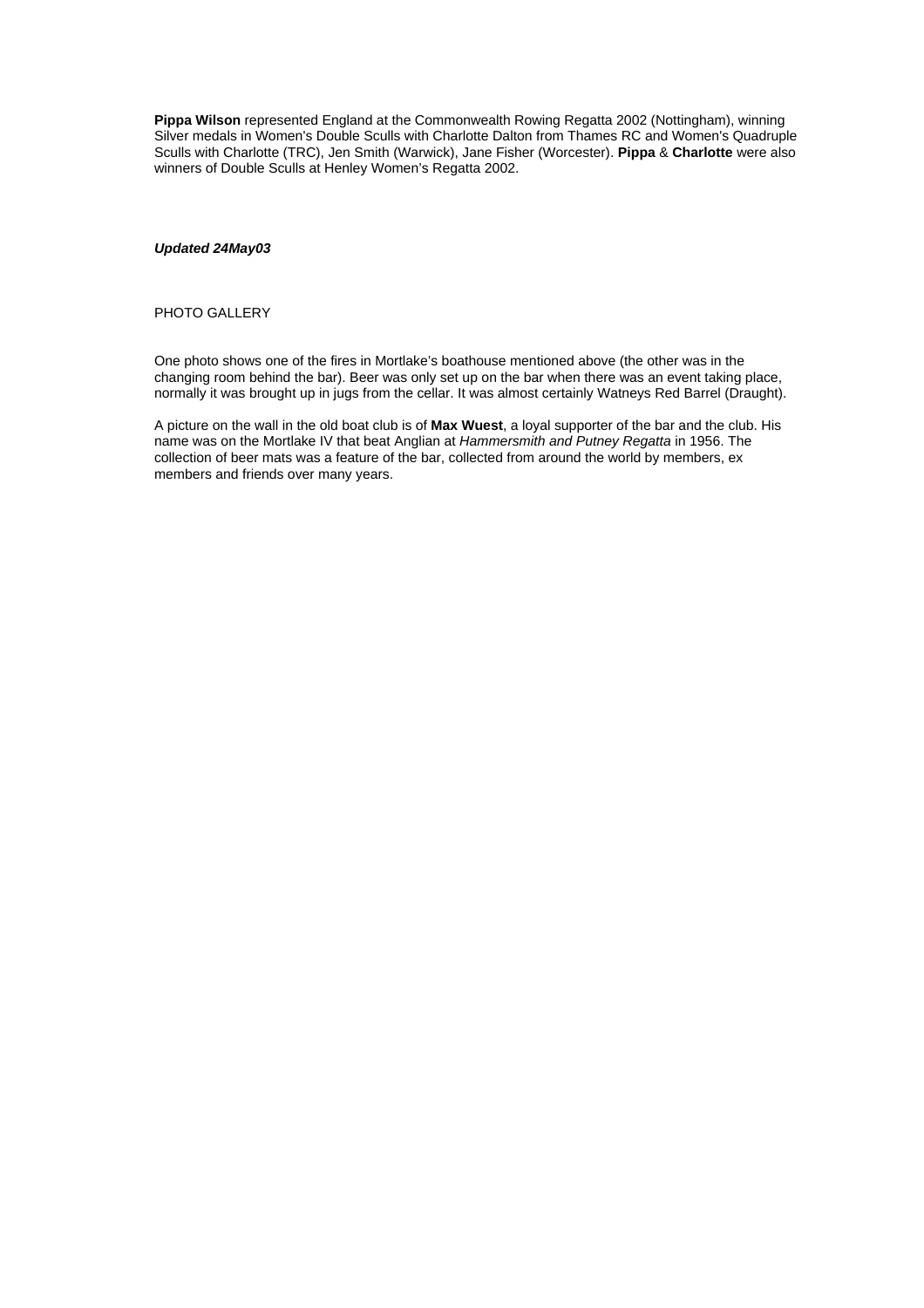**Pippa Wilson** represented England at the Commonwealth Rowing Regatta 2002 (Nottingham), winning Silver medals in Women's Double Sculls with Charlotte Dalton from Thames RC and Women's Quadruple Sculls with Charlotte (TRC), Jen Smith (Warwick), Jane Fisher (Worcester). **Pippa** & **Charlotte** were also winners of Double Sculls at Henley Women's Regatta 2002.

***Updated 24May03***

PHOTO GALLERY

One photo shows one of the fires in Mortlake's boathouse mentioned above (the other was in the changing room behind the bar). Beer was only set up on the bar when there was an event taking place, normally it was brought up in jugs from the cellar. It was almost certainly Watneys Red Barrel (Draught).

A picture on the wall in the old boat club is of **Max Wuest**, a loyal supporter of the bar and the club. His name was on the Mortlake IV that beat Anglian at *Hammersmith and Putney Regatta* in 1956. The collection of beer mats was a feature of the bar, collected from around the world by members, ex members and friends over many years.